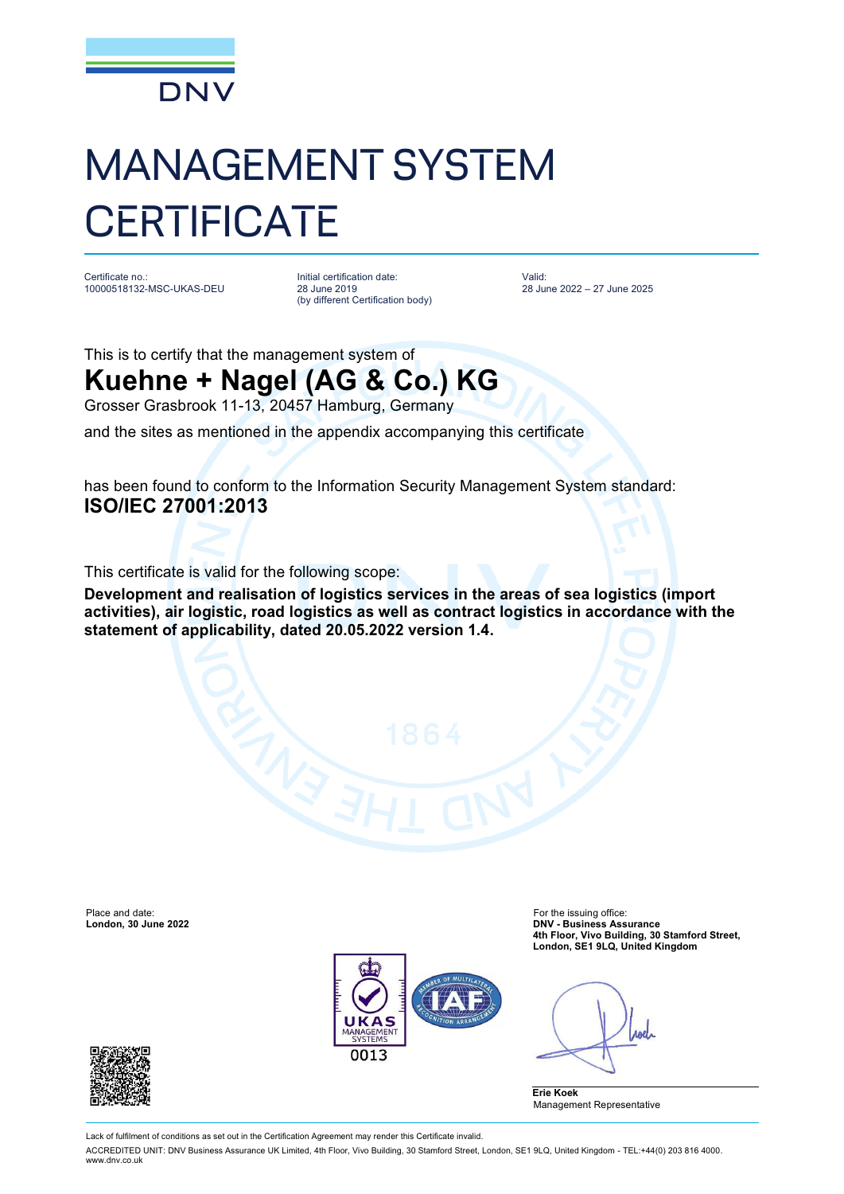DNV

# MANAGEMENT SYSTEM CERTIFICATE

Certificate no.:
10000518132-MSC-UKAS-DEU

Initial certification date:
28 June 2019
(by different Certification body)

Valid:
28 June 2022 – 27 June 2025

This is to certify that the management system of

## Kuehne + Nagel (AG & Co.) KG

Grosser Grasbrook 11-13, 20457 Hamburg, Germany

and the sites as mentioned in the appendix accompanying this certificate

has been found to conform to the Information Security Management System standard:

**ISO/IEC 27001:2013**

This certificate is valid for the following scope:

**Development and realisation of logistics services in the areas of sea logistics (import activities), air logistic, road logistics as well as contract logistics in accordance with the statement of applicability, dated 20.05.2022 version 1.4.**

Place and date:
**London, 30 June 2022**

For the issuing office:
**DNV - Business Assurance**
**4th Floor, Vivo Building, 30 Stamford Street, London, SE1 9LQ, United Kingdom**

UKAS MANAGEMENT SYSTEMS
0013

**Erie Koek**
Management Representative

Lack of fulfilment of conditions as set out in the Certification Agreement may render this Certificate invalid.

ACCREDITED UNIT: DNV Business Assurance UK Limited, 4th Floor, Vivo Building, 30 Stamford Street, London, SE1 9LQ, United Kingdom - TEL:+44(0) 203 816 4000. www.dnv.co.uk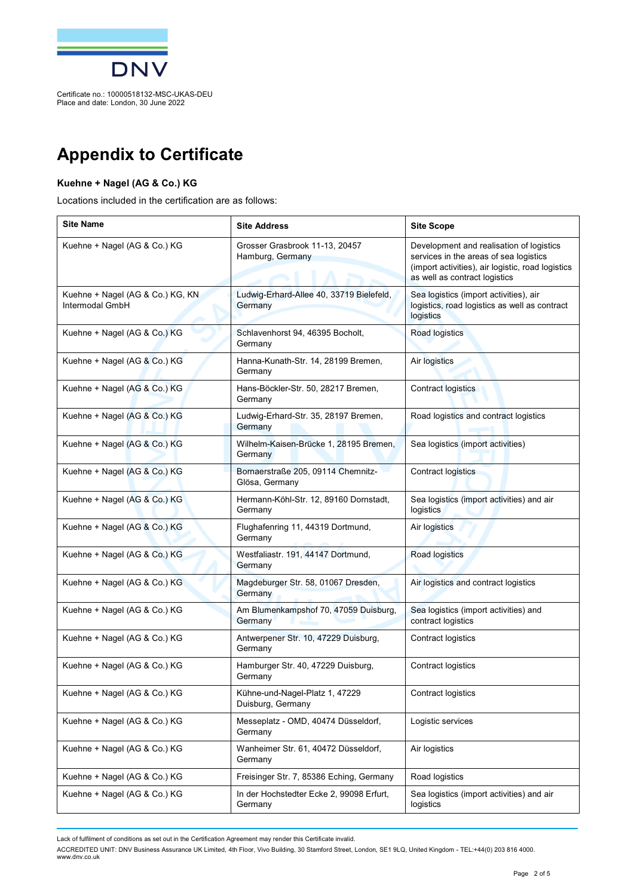Certificate no.: 10000518132-MSC-UKAS-DEU
Place and date: London, 30 June 2022

# Appendix to Certificate

### Kuehne + Nagel (AG & Co.) KG

Locations included in the certification are as follows:

| Site Name | Site Address | Site Scope |
|---|---|---|
| Kuehne + Nagel (AG & Co.) KG | Grosser Grasbrook 11-13, 20457 Hamburg, Germany | Development and realisation of logistics services in the areas of sea logistics (import activities), air logistic, road logistics as well as contract logistics |
| Kuehne + Nagel (AG & Co.) KG, KN Intermodal GmbH | Ludwig-Erhard-Allee 40, 33719 Bielefeld, Germany | Sea logistics (import activities), air logistics, road logistics as well as contract logistics |
| Kuehne + Nagel (AG & Co.) KG | Schlavenhorst 94, 46395 Bocholt, Germany | Road logistics |
| Kuehne + Nagel (AG & Co.) KG | Hanna-Kunath-Str. 14, 28199 Bremen, Germany | Air logistics |
| Kuehne + Nagel (AG & Co.) KG | Hans-Böckler-Str. 50, 28217 Bremen, Germany | Contract logistics |
| Kuehne + Nagel (AG & Co.) KG | Ludwig-Erhard-Str. 35, 28197 Bremen, Germany | Road logistics and contract logistics |
| Kuehne + Nagel (AG & Co.) KG | Wilhelm-Kaisen-Brücke 1, 28195 Bremen, Germany | Sea logistics (import activities) |
| Kuehne + Nagel (AG & Co.) KG | Bornaerstraße 205, 09114 Chemnitz-Glösa, Germany | Contract logistics |
| Kuehne + Nagel (AG & Co.) KG | Hermann-Köhl-Str. 12, 89160 Dornstadt, Germany | Sea logistics (import activities) and air logistics |
| Kuehne + Nagel (AG & Co.) KG | Flughafenring 11, 44319 Dortmund, Germany | Air logistics |
| Kuehne + Nagel (AG & Co.) KG | Westfaliastr. 191, 44147 Dortmund, Germany | Road logistics |
| Kuehne + Nagel (AG & Co.) KG | Magdeburger Str. 58, 01067 Dresden, Germany | Air logistics and contract logistics |
| Kuehne + Nagel (AG & Co.) KG | Am Blumenkampshof 70, 47059 Duisburg, Germany | Sea logistics (import activities) and contract logistics |
| Kuehne + Nagel (AG & Co.) KG | Antwerpener Str. 10, 47229 Duisburg, Germany | Contract logistics |
| Kuehne + Nagel (AG & Co.) KG | Hamburger Str. 40, 47229 Duisburg, Germany | Contract logistics |
| Kuehne + Nagel (AG & Co.) KG | Kühne-und-Nagel-Platz 1, 47229 Duisburg, Germany | Contract logistics |
| Kuehne + Nagel (AG & Co.) KG | Messeplatz - OMD, 40474 Düsseldorf, Germany | Logistic services |
| Kuehne + Nagel (AG & Co.) KG | Wanheimer Str. 61, 40472 Düsseldorf, Germany | Air logistics |
| Kuehne + Nagel (AG & Co.) KG | Freisinger Str. 7, 85386 Eching, Germany | Road logistics |
| Kuehne + Nagel (AG & Co.) KG | In der Hochstedter Ecke 2, 99098 Erfurt, Germany | Sea logistics (import activities) and air logistics |

Lack of fulfilment of conditions as set out in the Certification Agreement may render this Certificate invalid.

ACCREDITED UNIT: DNV Business Assurance UK Limited, 4th Floor, Vivo Building, 30 Stamford Street, London, SE1 9LQ, United Kingdom - TEL:+44(0) 203 816 4000. www.dnv.co.uk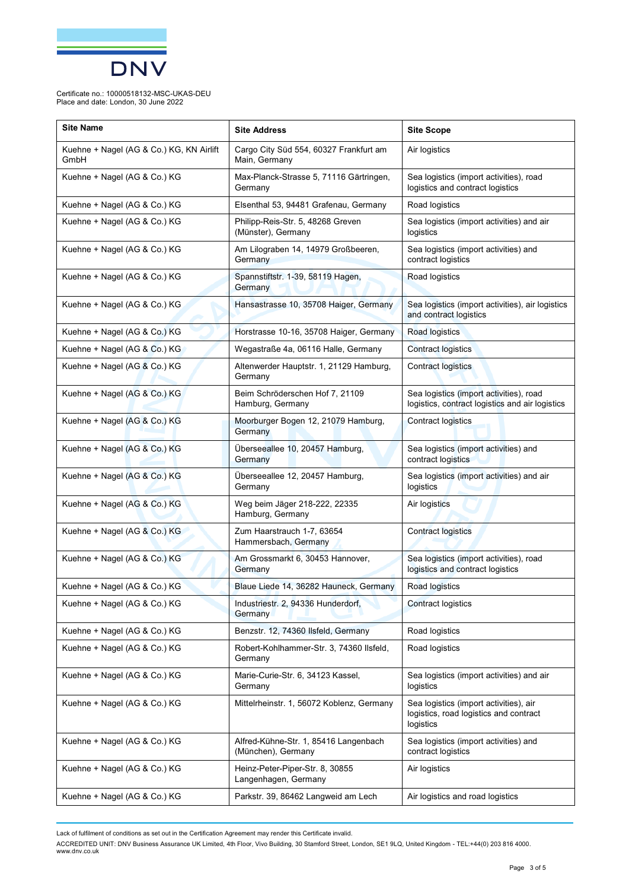Certificate no.: 10000518132-MSC-UKAS-DEU
Place and date: London, 30 June 2022

| Site Name | Site Address | Site Scope |
|---|---|---|
| Kuehne + Nagel (AG & Co.) KG, KN Airlift GmbH | Cargo City Süd 554, 60327 Frankfurt am Main, Germany | Air logistics |
| Kuehne + Nagel (AG & Co.) KG | Max-Planck-Strasse 5, 71116 Gärtringen, Germany | Sea logistics (import activities), road logistics and contract logistics |
| Kuehne + Nagel (AG & Co.) KG | Elsenthal 53, 94481 Grafenau, Germany | Road logistics |
| Kuehne + Nagel (AG & Co.) KG | Philipp-Reis-Str. 5, 48268 Greven (Münster), Germany | Sea logistics (import activities) and air logistics |
| Kuehne + Nagel (AG & Co.) KG | Am Lilograben 14, 14979 Großbeeren, Germany | Sea logistics (import activities) and contract logistics |
| Kuehne + Nagel (AG & Co.) KG | Spannstiftstr. 1-39, 58119 Hagen, Germany | Road logistics |
| Kuehne + Nagel (AG & Co.) KG | Hansastrasse 10, 35708 Haiger, Germany | Sea logistics (import activities), air logistics and contract logistics |
| Kuehne + Nagel (AG & Co.) KG | Horstrasse 10-16, 35708 Haiger, Germany | Road logistics |
| Kuehne + Nagel (AG & Co.) KG | Wegastraße 4a, 06116 Halle, Germany | Contract logistics |
| Kuehne + Nagel (AG & Co.) KG | Altenwerder Hauptstr. 1, 21129 Hamburg, Germany | Contract logistics |
| Kuehne + Nagel (AG & Co.) KG | Beim Schröderschen Hof 7, 21109 Hamburg, Germany | Sea logistics (import activities), road logistics, contract logistics and air logistics |
| Kuehne + Nagel (AG & Co.) KG | Moorburger Bogen 12, 21079 Hamburg, Germany | Contract logistics |
| Kuehne + Nagel (AG & Co.) KG | Überseeallee 10, 20457 Hamburg, Germany | Sea logistics (import activities) and contract logistics |
| Kuehne + Nagel (AG & Co.) KG | Überseeallee 12, 20457 Hamburg, Germany | Sea logistics (import activities) and air logistics |
| Kuehne + Nagel (AG & Co.) KG | Weg beim Jäger 218-222, 22335 Hamburg, Germany | Air logistics |
| Kuehne + Nagel (AG & Co.) KG | Zum Haarstrauch 1-7, 63654 Hammersbach, Germany | Contract logistics |
| Kuehne + Nagel (AG & Co.) KG | Am Grossmarkt 6, 30453 Hannover, Germany | Sea logistics (import activities), road logistics and contract logistics |
| Kuehne + Nagel (AG & Co.) KG | Blaue Liede 14, 36282 Hauneck, Germany | Road logistics |
| Kuehne + Nagel (AG & Co.) KG | Industriestr. 2, 94336 Hunderdorf, Germany | Contract logistics |
| Kuehne + Nagel (AG & Co.) KG | Benzstr. 12, 74360 Ilsfeld, Germany | Road logistics |
| Kuehne + Nagel (AG & Co.) KG | Robert-Kohlhammer-Str. 3, 74360 Ilsfeld, Germany | Road logistics |
| Kuehne + Nagel (AG & Co.) KG | Marie-Curie-Str. 6, 34123 Kassel, Germany | Sea logistics (import activities) and air logistics |
| Kuehne + Nagel (AG & Co.) KG | Mittelrheinstr. 1, 56072 Koblenz, Germany | Sea logistics (import activities), air logistics, road logistics and contract logistics |
| Kuehne + Nagel (AG & Co.) KG | Alfred-Kühne-Str. 1, 85416 Langenbach (München), Germany | Sea logistics (import activities) and contract logistics |
| Kuehne + Nagel (AG & Co.) KG | Heinz-Peter-Piper-Str. 8, 30855 Langenhagen, Germany | Air logistics |
| Kuehne + Nagel (AG & Co.) KG | Parkstr. 39, 86462 Langweid am Lech | Air logistics and road logistics |

Lack of fulfilment of conditions as set out in the Certification Agreement may render this Certificate invalid.

ACCREDITED UNIT: DNV Business Assurance UK Limited, 4th Floor, Vivo Building, 30 Stamford Street, London, SE1 9LQ, United Kingdom - TEL:+44(0) 203 816 4000. www.dnv.co.uk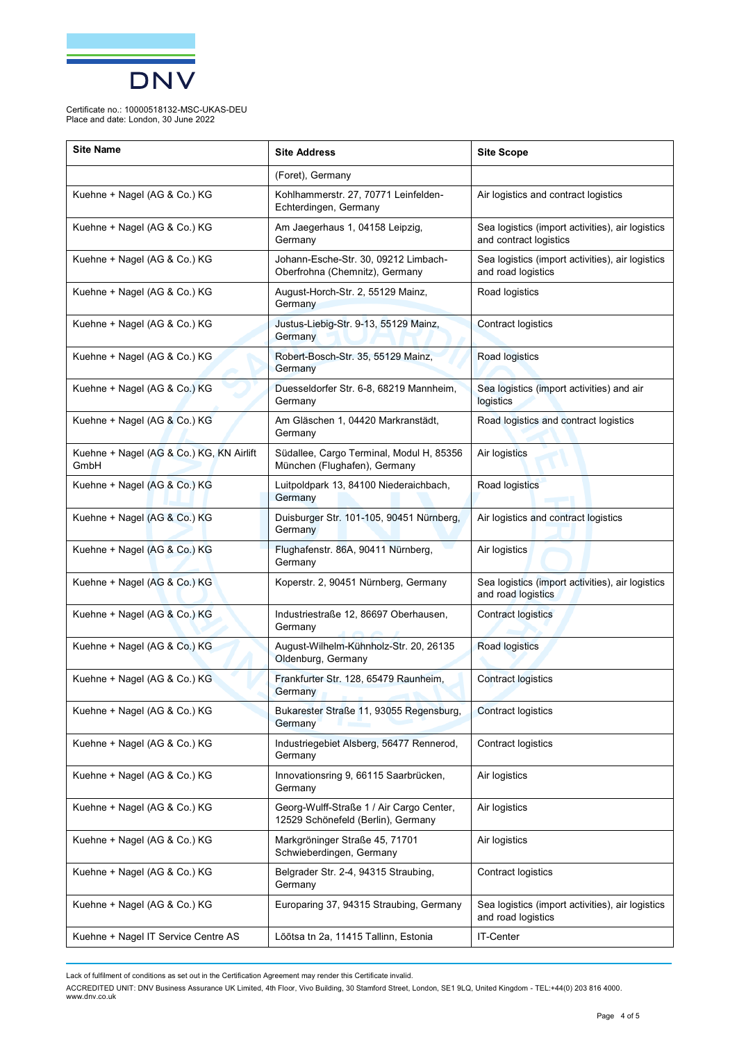Certificate no.: 10000518132-MSC-UKAS-DEU
Place and date: London, 30 June 2022

| Site Name | Site Address | Site Scope |
|---|---|---|
| | (Foret), Germany | |
| Kuehne + Nagel (AG & Co.) KG | Kohlhammerstr. 27, 70771 Leinfelden-Echterdingen, Germany | Air logistics and contract logistics |
| Kuehne + Nagel (AG & Co.) KG | Am Jaegerhaus 1, 04158 Leipzig, Germany | Sea logistics (import activities), air logistics and contract logistics |
| Kuehne + Nagel (AG & Co.) KG | Johann-Esche-Str. 30, 09212 Limbach-Oberfrohna (Chemnitz), Germany | Sea logistics (import activities), air logistics and road logistics |
| Kuehne + Nagel (AG & Co.) KG | August-Horch-Str. 2, 55129 Mainz, Germany | Road logistics |
| Kuehne + Nagel (AG & Co.) KG | Justus-Liebig-Str. 9-13, 55129 Mainz, Germany | Contract logistics |
| Kuehne + Nagel (AG & Co.) KG | Robert-Bosch-Str. 35, 55129 Mainz, Germany | Road logistics |
| Kuehne + Nagel (AG & Co.) KG | Duesseldorfer Str. 6-8, 68219 Mannheim, Germany | Sea logistics (import activities) and air logistics |
| Kuehne + Nagel (AG & Co.) KG | Am Gläschen 1, 04420 Markranstädt, Germany | Road logistics and contract logistics |
| Kuehne + Nagel (AG & Co.) KG, KN Airlift GmbH | Südallee, Cargo Terminal, Modul H, 85356 München (Flughafen), Germany | Air logistics |
| Kuehne + Nagel (AG & Co.) KG | Luitpoldpark 13, 84100 Niederaichbach, Germany | Road logistics |
| Kuehne + Nagel (AG & Co.) KG | Duisburger Str. 101-105, 90451 Nürnberg, Germany | Air logistics and contract logistics |
| Kuehne + Nagel (AG & Co.) KG | Flughafenstr. 86A, 90411 Nürnberg, Germany | Air logistics |
| Kuehne + Nagel (AG & Co.) KG | Koperstr. 2, 90451 Nürnberg, Germany | Sea logistics (import activities), air logistics and road logistics |
| Kuehne + Nagel (AG & Co.) KG | Industriestraße 12, 86697 Oberhausen, Germany | Contract logistics |
| Kuehne + Nagel (AG & Co.) KG | August-Wilhelm-Kühnholz-Str. 20, 26135 Oldenburg, Germany | Road logistics |
| Kuehne + Nagel (AG & Co.) KG | Frankfurter Str. 128, 65479 Raunheim, Germany | Contract logistics |
| Kuehne + Nagel (AG & Co.) KG | Bukarester Straße 11, 93055 Regensburg, Germany | Contract logistics |
| Kuehne + Nagel (AG & Co.) KG | Industriegebiet Alsberg, 56477 Rennerod, Germany | Contract logistics |
| Kuehne + Nagel (AG & Co.) KG | Innovationsring 9, 66115 Saarbrücken, Germany | Air logistics |
| Kuehne + Nagel (AG & Co.) KG | Georg-Wulff-Straße 1 / Air Cargo Center, 12529 Schönefeld (Berlin), Germany | Air logistics |
| Kuehne + Nagel (AG & Co.) KG | Markgröninger Straße 45, 71701 Schwieberdingen, Germany | Air logistics |
| Kuehne + Nagel (AG & Co.) KG | Belgrader Str. 2-4, 94315 Straubing, Germany | Contract logistics |
| Kuehne + Nagel (AG & Co.) KG | Europaring 37, 94315 Straubing, Germany | Sea logistics (import activities), air logistics and road logistics |
| Kuehne + Nagel IT Service Centre AS | Lõõtsa tn 2a, 11415 Tallinn, Estonia | IT-Center |

Lack of fulfilment of conditions as set out in the Certification Agreement may render this Certificate invalid.

ACCREDITED UNIT: DNV Business Assurance UK Limited, 4th Floor, Vivo Building, 30 Stamford Street, London, SE1 9LQ, United Kingdom - TEL:+44(0) 203 816 4000. www.dnv.co.uk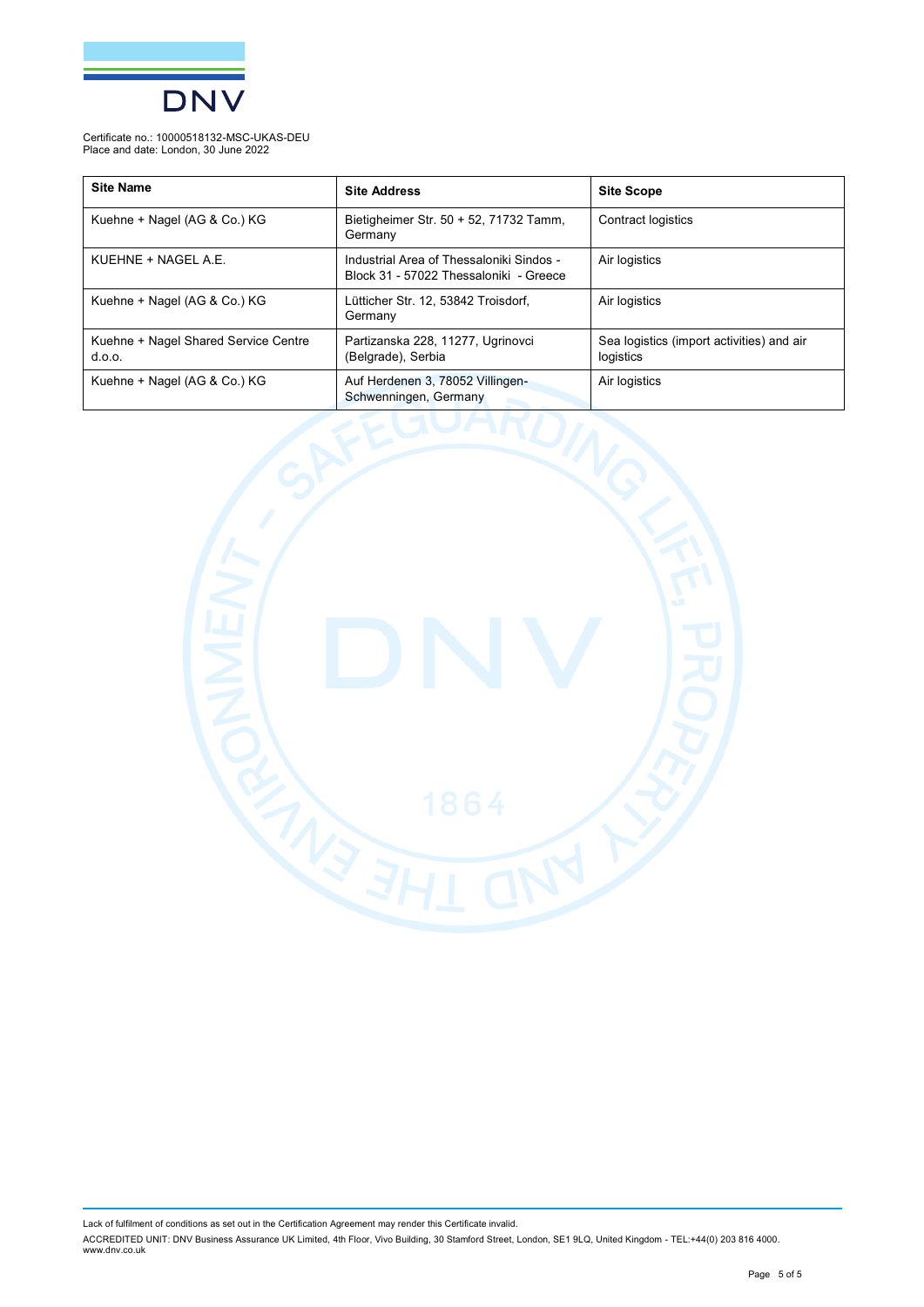Certificate no.: 10000518132-MSC-UKAS-DEU
Place and date: London, 30 June 2022

| Site Name | Site Address | Site Scope |
| --- | --- | --- |
| Kuehne + Nagel (AG & Co.) KG | Bietigheimer Str. 50 + 52, 71732 Tamm, Germany | Contract logistics |
| KUEHNE + NAGEL A.E. | Industrial Area of Thessaloniki Sindos - Block 31 - 57022 Thessaloniki - Greece | Air logistics |
| Kuehne + Nagel (AG & Co.) KG | Lütticher Str. 12, 53842 Troisdorf, Germany | Air logistics |
| Kuehne + Nagel Shared Service Centre d.o.o. | Partizanska 228, 11277, Ugrinovci (Belgrade), Serbia | Sea logistics (import activities) and air logistics |
| Kuehne + Nagel (AG & Co.) KG | Auf Herdenen 3, 78052 Villingen-Schwenningen, Germany | Air logistics |

Lack of fulfilment of conditions as set out in the Certification Agreement may render this Certificate invalid.

ACCREDITED UNIT: DNV Business Assurance UK Limited, 4th Floor, Vivo Building, 30 Stamford Street, London, SE1 9LQ, United Kingdom - TEL:+44(0) 203 816 4000. www.dnv.co.uk